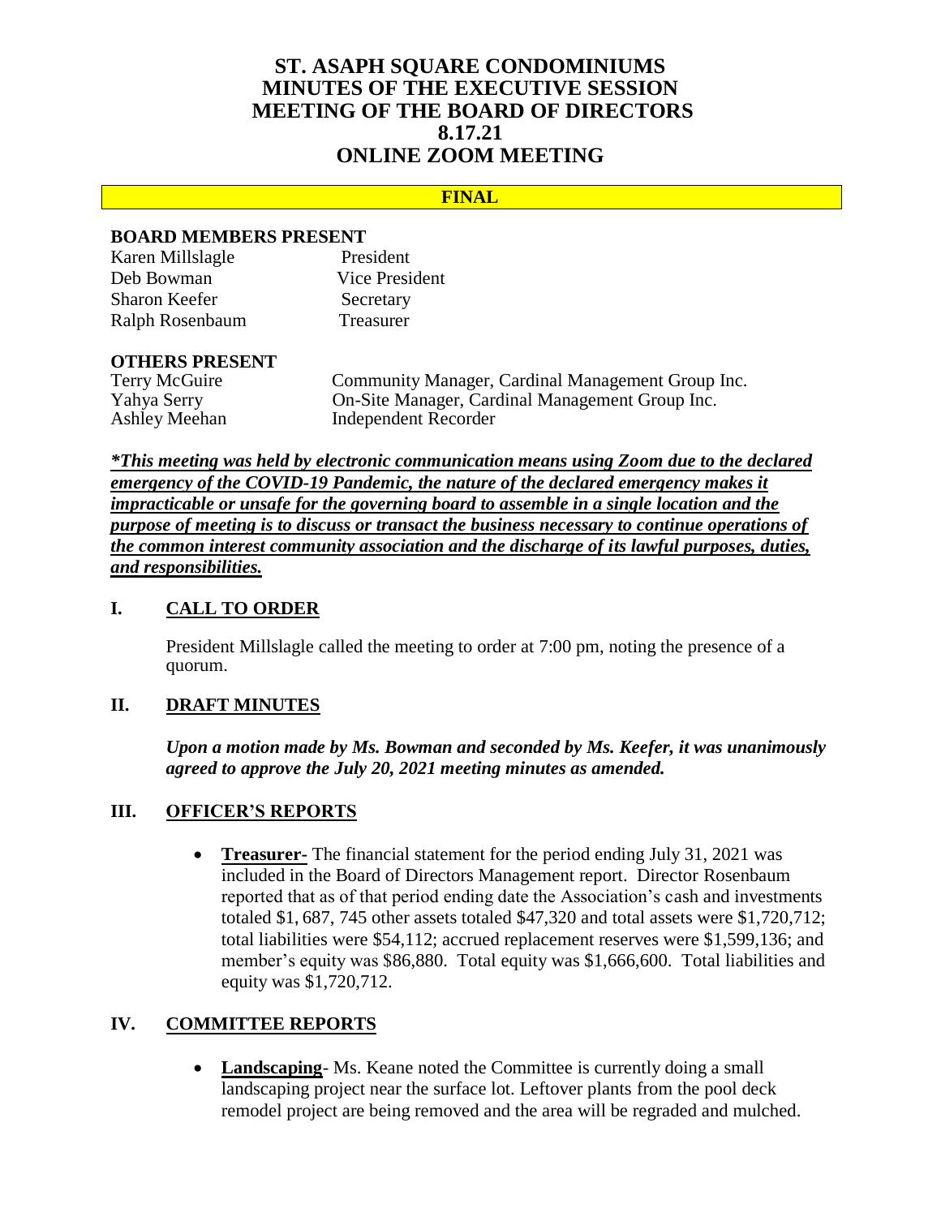# ST. ASAPH SQUARE CONDOMINIUMS
# MINUTES OF THE EXECUTIVE SESSION MEETING OF THE BOARD OF DIRECTORS
# 8.17.21
# ONLINE ZOOM MEETING

**FINAL**

## BOARD MEMBERS PRESENT

| | |
|---|---|
| Karen Millslagle | President |
| Deb Bowman | Vice President |
| Sharon Keefer | Secretary |
| Ralph Rosenbaum | Treasurer |

## OTHERS PRESENT

| | |
|---|---|
| Terry McGuire | Community Manager, Cardinal Management Group Inc. |
| Yahya Serry | On-Site Manager, Cardinal Management Group Inc. |
| Ashley Meehan | Independent Recorder |

***\*This meeting was held by electronic communication means using Zoom due to the declared emergency of the COVID-19 Pandemic, the nature of the declared emergency makes it impracticable or unsafe for the governing board to assemble in a single location and the purpose of meeting is to discuss or transact the business necessary to continue operations of the common interest community association and the discharge of its lawful purposes, duties, and responsibilities.***

## I. CALL TO ORDER

President Millslagle called the meeting to order at 7:00 pm, noting the presence of a quorum.

## II. DRAFT MINUTES

***Upon a motion made by Ms. Bowman and seconded by Ms. Keefer, it was unanimously agreed to approve the July 20, 2021 meeting minutes as amended.***

## III. OFFICER'S REPORTS

- **Treasurer-** The financial statement for the period ending July 31, 2021 was included in the Board of Directors Management report. Director Rosenbaum reported that as of that period ending date the Association's cash and investments totaled $1, 687, 745 other assets totaled $47,320 and total assets were $1,720,712; total liabilities were $54,112; accrued replacement reserves were $1,599,136; and member's equity was $86,880. Total equity was $1,666,600. Total liabilities and equity was $1,720,712.

## IV. COMMITTEE REPORTS

- **Landscaping**- Ms. Keane noted the Committee is currently doing a small landscaping project near the surface lot. Leftover plants from the pool deck remodel project are being removed and the area will be regraded and mulched.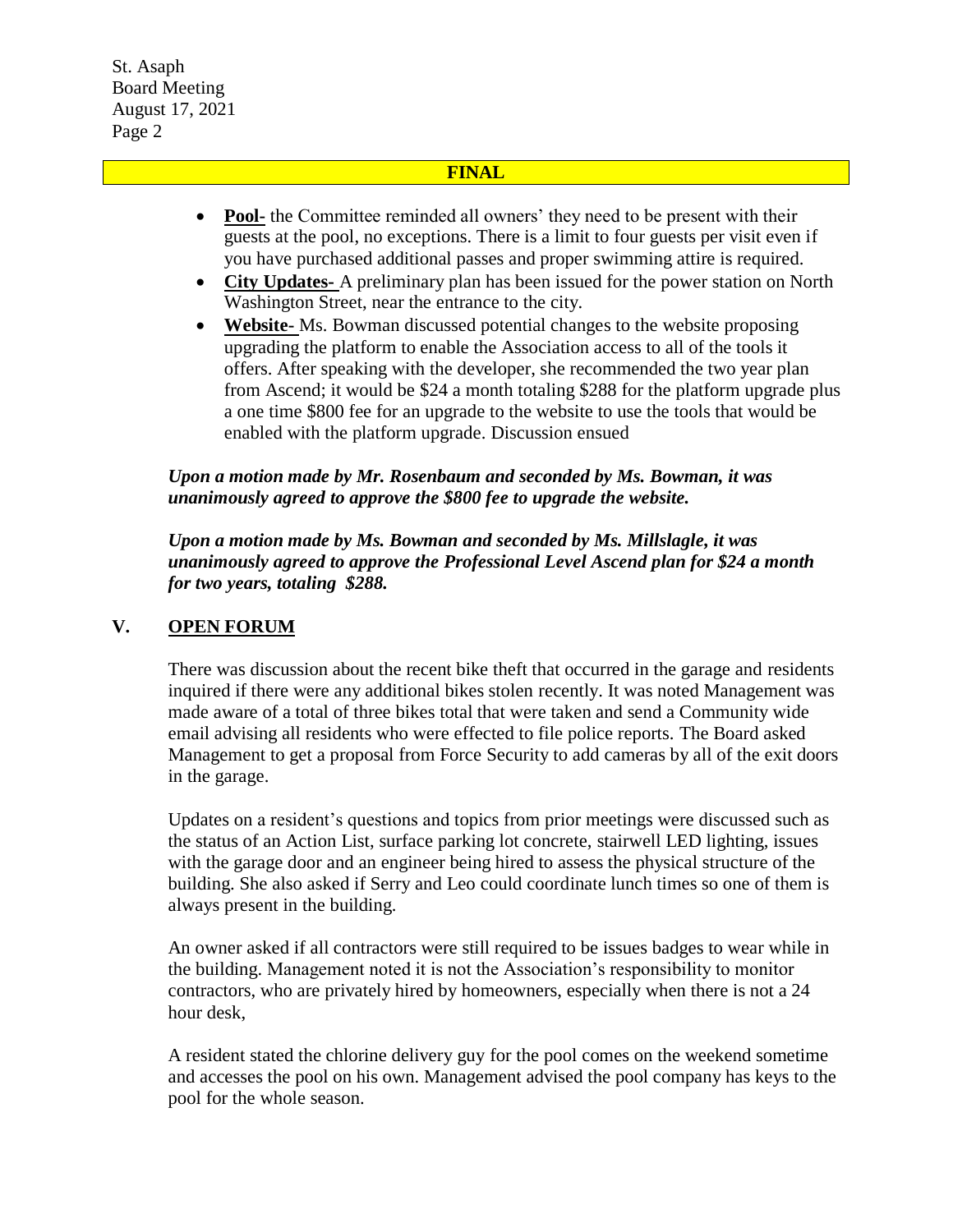**FINAL**

- **Pool-** the Committee reminded all owners' they need to be present with their guests at the pool, no exceptions. There is a limit to four guests per visit even if you have purchased additional passes and proper swimming attire is required.
- **City Updates-** A preliminary plan has been issued for the power station on North Washington Street, near the entrance to the city.
- **Website-** Ms. Bowman discussed potential changes to the website proposing upgrading the platform to enable the Association access to all of the tools it offers. After speaking with the developer, she recommended the two year plan from Ascend; it would be $24 a month totaling $288 for the platform upgrade plus a one time $800 fee for an upgrade to the website to use the tools that would be enabled with the platform upgrade. Discussion ensued

***Upon a motion made by Mr. Rosenbaum and seconded by Ms. Bowman, it was unanimously agreed to approve the $800 fee to upgrade the website.***

***Upon a motion made by Ms. Bowman and seconded by Ms. Millslagle, it was unanimously agreed to approve the Professional Level Ascend plan for $24 a month for two years, totaling $288.***

## V. OPEN FORUM

There was discussion about the recent bike theft that occurred in the garage and residents inquired if there were any additional bikes stolen recently. It was noted Management was made aware of a total of three bikes total that were taken and send a Community wide email advising all residents who were effected to file police reports. The Board asked Management to get a proposal from Force Security to add cameras by all of the exit doors in the garage.

Updates on a resident's questions and topics from prior meetings were discussed such as the status of an Action List, surface parking lot concrete, stairwell LED lighting, issues with the garage door and an engineer being hired to assess the physical structure of the building. She also asked if Serry and Leo could coordinate lunch times so one of them is always present in the building.

An owner asked if all contractors were still required to be issues badges to wear while in the building. Management noted it is not the Association's responsibility to monitor contractors, who are privately hired by homeowners, especially when there is not a 24 hour desk,

A resident stated the chlorine delivery guy for the pool comes on the weekend sometime and accesses the pool on his own. Management advised the pool company has keys to the pool for the whole season.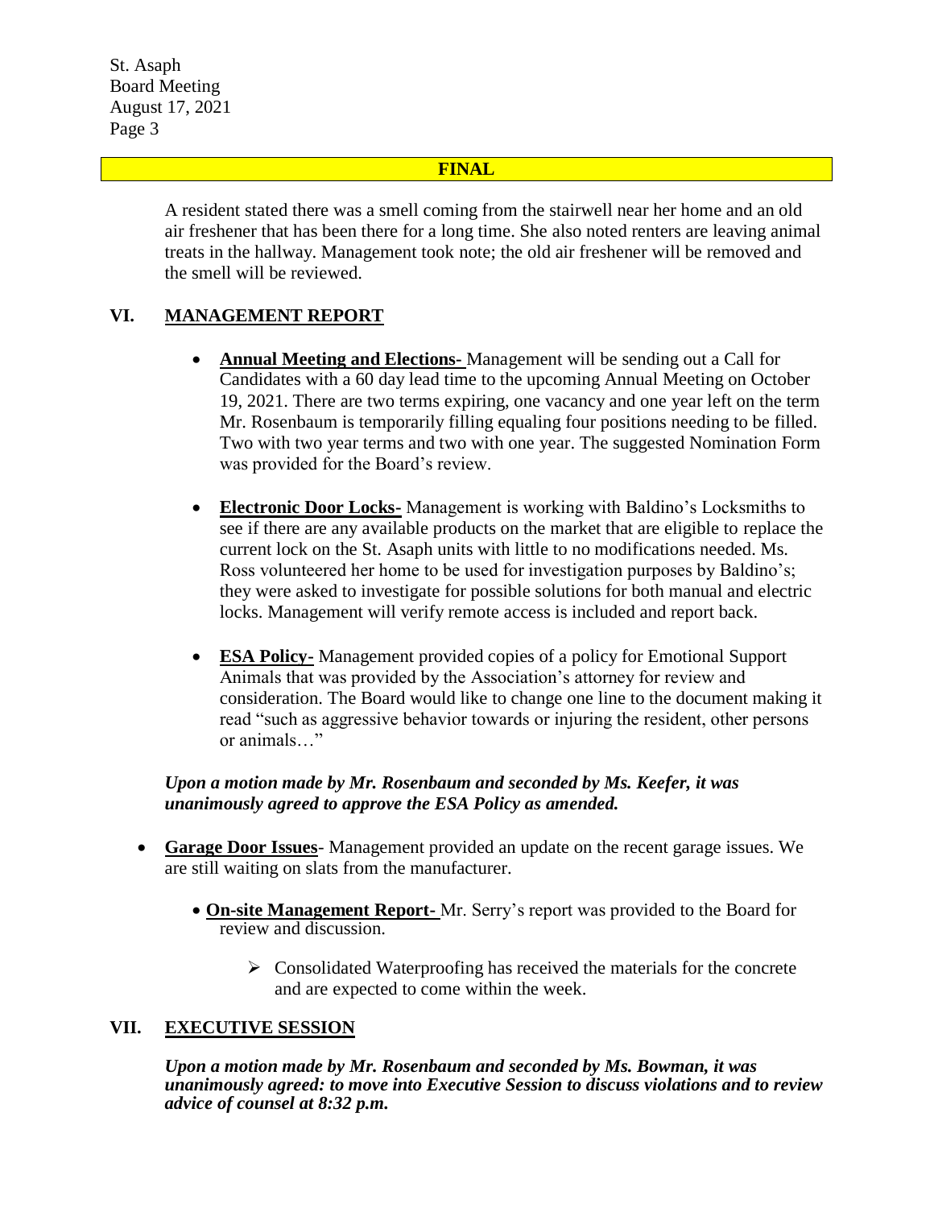**FINAL**

A resident stated there was a smell coming from the stairwell near her home and an old air freshener that has been there for a long time. She also noted renters are leaving animal treats in the hallway. Management took note; the old air freshener will be removed and the smell will be reviewed.

## VI. MANAGEMENT REPORT

- **Annual Meeting and Elections-** Management will be sending out a Call for Candidates with a 60 day lead time to the upcoming Annual Meeting on October 19, 2021. There are two terms expiring, one vacancy and one year left on the term Mr. Rosenbaum is temporarily filling equaling four positions needing to be filled. Two with two year terms and two with one year. The suggested Nomination Form was provided for the Board's review.

- **Electronic Door Locks-** Management is working with Baldino's Locksmiths to see if there are any available products on the market that are eligible to replace the current lock on the St. Asaph units with little to no modifications needed. Ms. Ross volunteered her home to be used for investigation purposes by Baldino's; they were asked to investigate for possible solutions for both manual and electric locks. Management will verify remote access is included and report back.

- **ESA Policy-** Management provided copies of a policy for Emotional Support Animals that was provided by the Association's attorney for review and consideration. The Board would like to change one line to the document making it read "such as aggressive behavior towards or injuring the resident, other persons or animals…"

***Upon a motion made by Mr. Rosenbaum and seconded by Ms. Keefer, it was unanimously agreed to approve the ESA Policy as amended.***

- **Garage Door Issues**- Management provided an update on the recent garage issues. We are still waiting on slats from the manufacturer.

  - **On-site Management Report-** Mr. Serry's report was provided to the Board for review and discussion.

    - Consolidated Waterproofing has received the materials for the concrete and are expected to come within the week.

## VII. EXECUTIVE SESSION

***Upon a motion made by Mr. Rosenbaum and seconded by Ms. Bowman, it was unanimously agreed: to move into Executive Session to discuss violations and to review advice of counsel at 8:32 p.m.***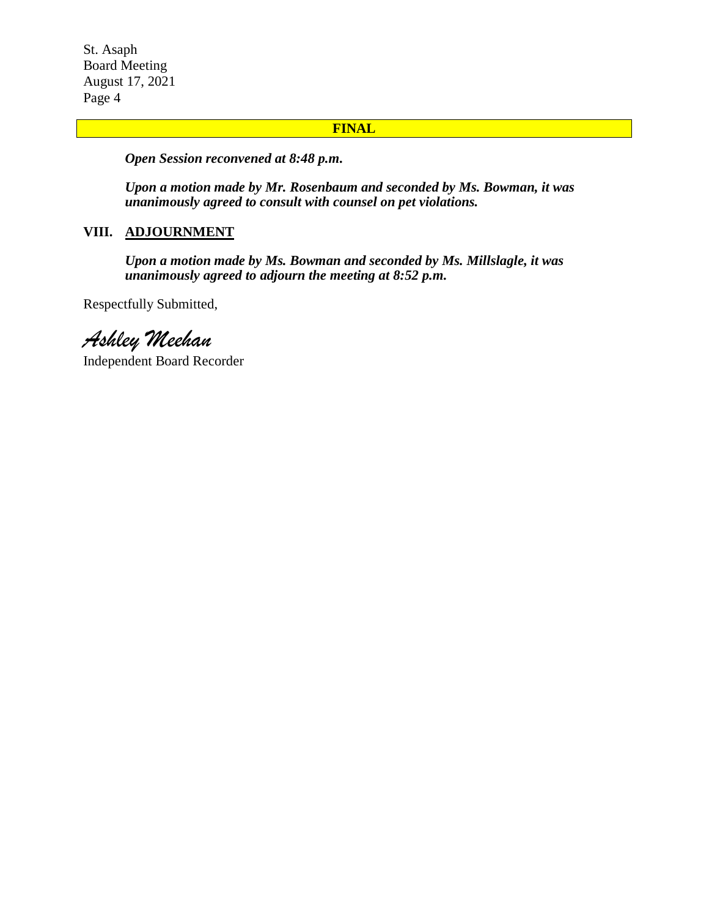**FINAL**

***Open Session reconvened at 8:48 p.m.***

***Upon a motion made by Mr. Rosenbaum and seconded by Ms. Bowman, it was unanimously agreed to consult with counsel on pet violations.***

## VIII. ADJOURNMENT

***Upon a motion made by Ms. Bowman and seconded by Ms. Millslagle, it was unanimously agreed to adjourn the meeting at 8:52 p.m.***

Respectfully Submitted,

*Ashley Meehan*

Independent Board Recorder